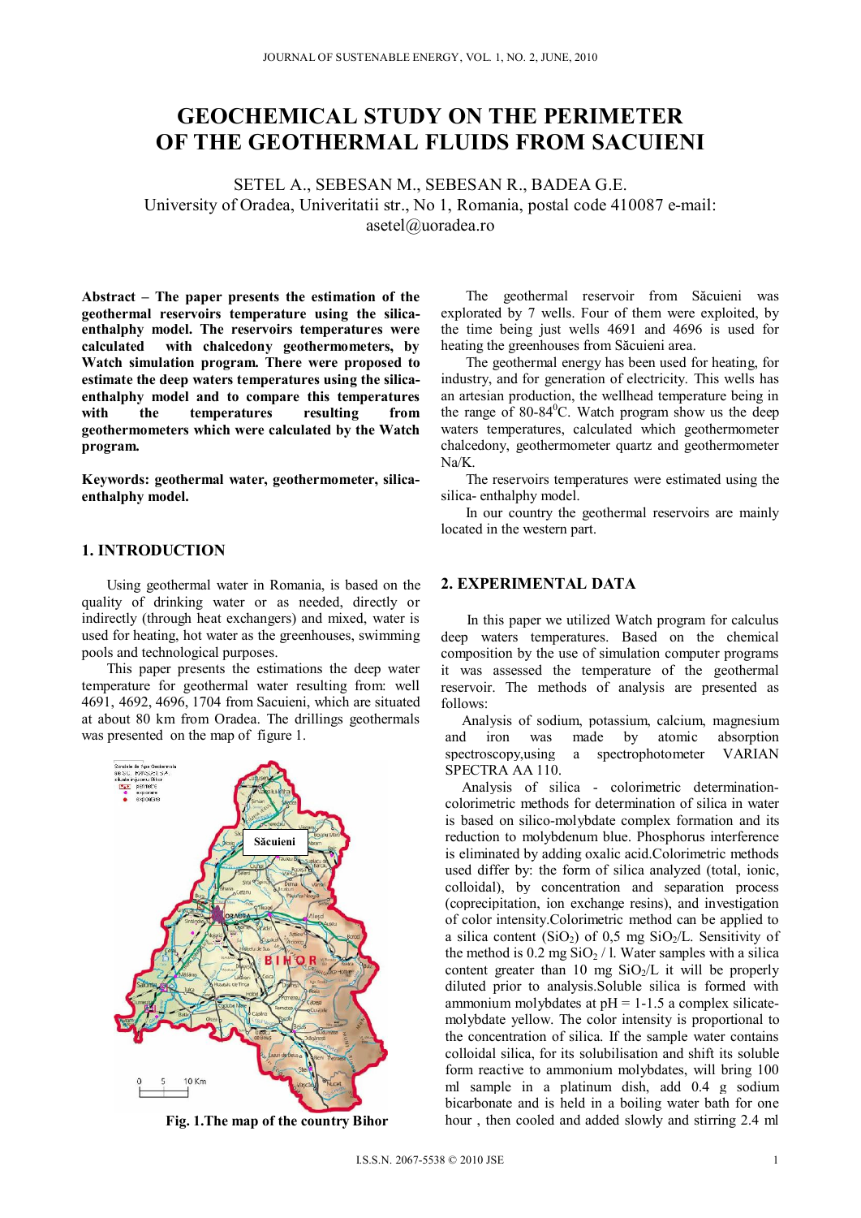# GEOCHEMICAL STUDY ON THE PERIMETER OF THE GEOTHERMAL FLUIDS FROM SACUIENI

SETEL A., SEBESAN M., SEBESAN R., BADEA G.E.
University of Oradea, Univeritatii str., No 1, Romania, postal code 410087 e-mail: asetel@uoradea.ro

**Abstract – The paper presents the estimation of the geothermal reservoirs temperature using the silica-enthalphy model. The reservoirs temperatures were calculated with chalcedony geothermometers, by Watch simulation program. There were proposed to estimate the deep waters temperatures using the silica-enthalphy model and to compare this temperatures with the temperatures resulting from geothermometers which were calculated by the Watch program.**

**Keywords: geothermal water, geothermometer, silica-enthalphy model.**

## 1. INTRODUCTION

Using geothermal water in Romania, is based on the quality of drinking water or as needed, directly or indirectly (through heat exchangers) and mixed, water is used for heating, hot water as the greenhouses, swimming pools and technological purposes.

This paper presents the estimations the deep water temperature for geothermal water resulting from: well 4691, 4692, 4696, 1704 from Sacuieni, which are situated at about 80 km from Oradea. The drillings geothermals was presented on the map of figure 1.

**Fig. 1.The map of the country Bihor**

The geothermal reservoir from Săcuieni was explorated by 7 wells. Four of them were exploited, by the time being just wells 4691 and 4696 is used for heating the greenhouses from Săcuieni area.

The geothermal energy has been used for heating, for industry, and for generation of electricity. This wells has an artesian production, the wellhead temperature being in the range of 80-84$^0$C. Watch program show us the deep waters temperatures, calculated which geothermometer chalcedony, geothermometer quartz and geothermometer Na/K.

The reservoirs temperatures were estimated using the silica- enthalphy model.

In our country the geothermal reservoirs are mainly located in the western part.

## 2. EXPERIMENTAL DATA

In this paper we utilized Watch program for calculus deep waters temperatures. Based on the chemical composition by the use of simulation computer programs it was assessed the temperature of the geothermal reservoir. The methods of analysis are presented as follows:

Analysis of sodium, potassium, calcium, magnesium and iron was made by atomic absorption spectroscopy,using a spectrophotometer VARIAN SPECTRA AA 110.

Analysis of silica - colorimetric determination-colorimetric methods for determination of silica in water is based on silico-molybdate complex formation and its reduction to molybdenum blue. Phosphorus interference is eliminated by adding oxalic acid.Colorimetric methods used differ by: the form of silica analyzed (total, ionic, colloidal), by concentration and separation process (coprecipitation, ion exchange resins), and investigation of color intensity.Colorimetric method can be applied to a silica content ($SiO_2$) of 0,5 mg $SiO_2$/L. Sensitivity of the method is 0.2 mg $SiO_2$ / l. Water samples with a silica content greater than 10 mg $SiO_2$/L it will be properly diluted prior to analysis.Soluble silica is formed with ammonium molybdates at pH = 1-1.5 a complex silicate-molybdate yellow. The color intensity is proportional to the concentration of silica. If the sample water contains colloidal silica, for its solubilisation and shift its soluble form reactive to ammonium molybdates, will bring 100 ml sample in a platinum dish, add 0.4 g sodium bicarbonate and is held in a boiling water bath for one hour , then cooled and added slowly and stirring 2.4 ml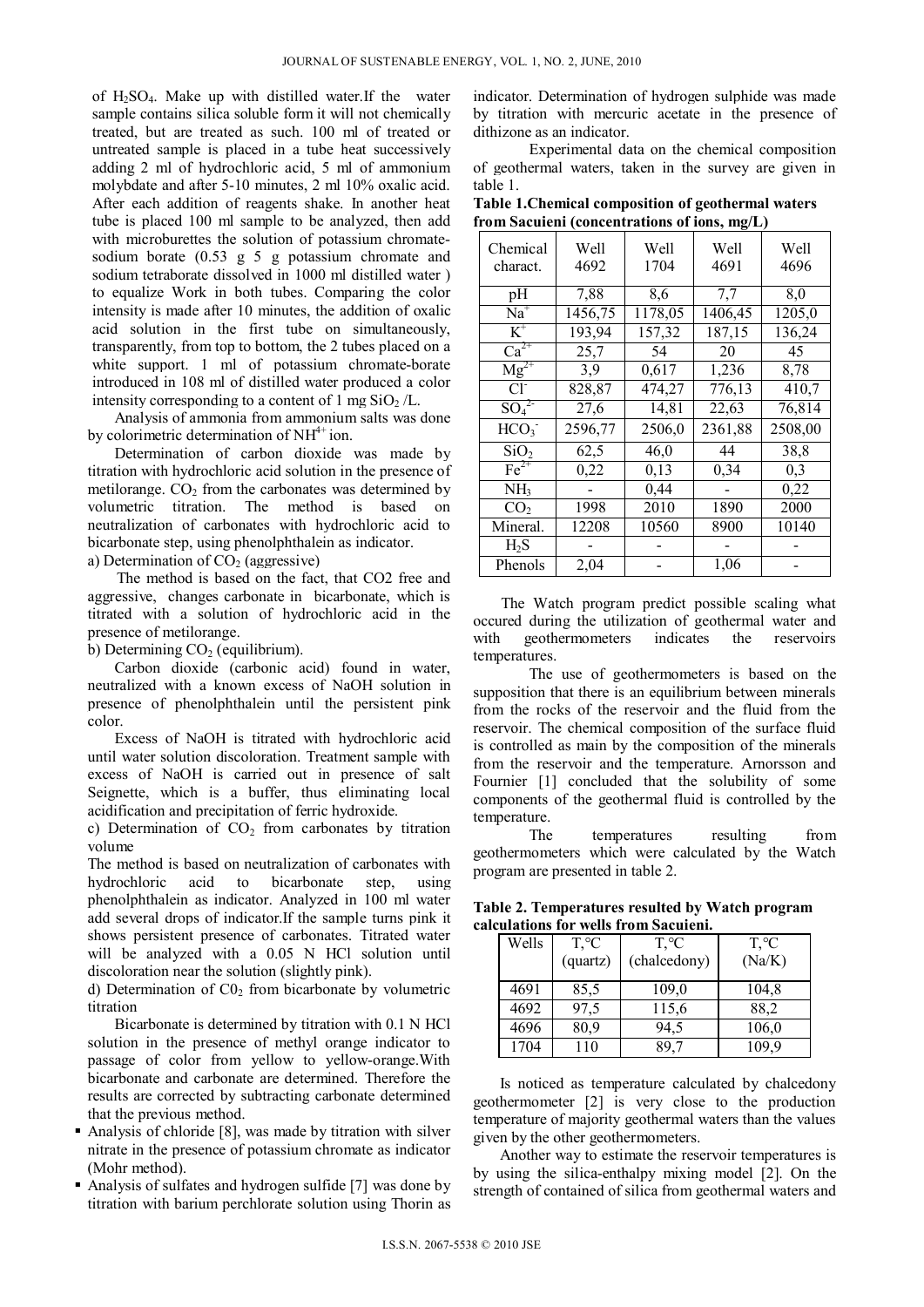of $H_2SO_4$. Make up with distilled water.If the water sample contains silica soluble form it will not chemically treated, but are treated as such. 100 ml of treated or untreated sample is placed in a tube heat successively adding 2 ml of hydrochloric acid, 5 ml of ammonium molybdate and after 5-10 minutes, 2 ml 10% oxalic acid. After each addition of reagents shake. In another heat tube is placed 100 ml sample to be analyzed, then add with microburettes the solution of potassium chromate-sodium borate (0.53 g 5 g potassium chromate and sodium tetraborate dissolved in 1000 ml distilled water ) to equalize Work in both tubes. Comparing the color intensity is made after 10 minutes, the addition of oxalic acid solution in the first tube on simultaneously, transparently, from top to bottom, the 2 tubes placed on a white support. 1 ml of potassium chromate-borate introduced in 108 ml of distilled water produced a color intensity corresponding to a content of 1 mg $SiO_2$ /L.

Analysis of ammonia from ammonium salts was done by colorimetric determination of $NH^{4+}$ ion.

Determination of carbon dioxide was made by titration with hydrochloric acid solution in the presence of metilorange. $CO_2$ from the carbonates was determined by volumetric titration. The method is based on neutralization of carbonates with hydrochloric acid to bicarbonate step, using phenolphthalein as indicator.

a) Determination of $CO_2$ (aggressive)

The method is based on the fact, that CO2 free and aggressive, changes carbonate in bicarbonate, which is titrated with a solution of hydrochloric acid in the presence of metilorange.

b) Determining $CO_2$ (equilibrium).

Carbon dioxide (carbonic acid) found in water, neutralized with a known excess of NaOH solution in presence of phenolphthalein until the persistent pink color.

Excess of NaOH is titrated with hydrochloric acid until water solution discoloration. Treatment sample with excess of NaOH is carried out in presence of salt Seignette, which is a buffer, thus eliminating local acidification and precipitation of ferric hydroxide.

c) Determination of $CO_2$ from carbonates by titration volume

The method is based on neutralization of carbonates with hydrochloric acid to bicarbonate step, using phenolphthalein as indicator. Analyzed in 100 ml water add several drops of indicator.If the sample turns pink it shows persistent presence of carbonates. Titrated water will be analyzed with a 0.05 N HCl solution until discoloration near the solution (slightly pink).

d) Determination of $C0_2$ from bicarbonate by volumetric titration

Bicarbonate is determined by titration with 0.1 N HCl solution in the presence of methyl orange indicator to passage of color from yellow to yellow-orange.With bicarbonate and carbonate are determined. Therefore the results are corrected by subtracting carbonate determined that the previous method.

- Analysis of chloride [8], was made by titration with silver nitrate in the presence of potassium chromate as indicator (Mohr method).
- Analysis of sulfates and hydrogen sulfide [7] was done by titration with barium perchlorate solution using Thorin as indicator. Determination of hydrogen sulphide was made by titration with mercuric acetate in the presence of dithizone as an indicator.

Experimental data on the chemical composition of geothermal waters, taken in the survey are given in table 1.

**Table 1.Chemical composition of geothermal waters from Sacuieni (concentrations of ions, mg/L)**

| Chemical charact. | Well 4692 | Well 1704 | Well 4691 | Well 4696 |
|---|---|---|---|---|
| pH | 7,88 | 8,6 | 7,7 | 8,0 |
| $Na^+$ | 1456,75 | 1178,05 | 1406,45 | 1205,0 |
| $K^+$ | 193,94 | 157,32 | 187,15 | 136,24 |
| $Ca^{2+}$ | 25,7 | 54 | 20 | 45 |
| $Mg^{2+}$ | 3,9 | 0,617 | 1,236 | 8,78 |
| $Cl^-$ | 828,87 | 474,27 | 776,13 | 410,7 |
| $SO_4^{2-}$ | 27,6 | 14,81 | 22,63 | 76,814 |
| $HCO_3^-$ | 2596,77 | 2506,0 | 2361,88 | 2508,00 |
| $SiO_2$ | 62,5 | 46,0 | 44 | 38,8 |
| $Fe^{2+}$ | 0,22 | 0,13 | 0,34 | 0,3 |
| $NH_3$ | - | 0,44 | - | 0,22 |
| $CO_2$ | 1998 | 2010 | 1890 | 2000 |
| Mineral. | 12208 | 10560 | 8900 | 10140 |
| $H_2S$ | - | - | - | - |
| Phenols | 2,04 | - | 1,06 | - |

The Watch program predict possible scaling what occured during the utilization of geothermal water and with geothermometers indicates the reservoirs temperatures.

The use of geothermometers is based on the supposition that there is an equilibrium between minerals from the rocks of the reservoir and the fluid from the reservoir. The chemical composition of the surface fluid is controlled as main by the composition of the minerals from the reservoir and the temperature. Arnorsson and Fournier [1] concluded that the solubility of some components of the geothermal fluid is controlled by the temperature.

The temperatures resulting from geothermometers which were calculated by the Watch program are presented in table 2.

**Table 2. Temperatures resulted by Watch program calculations for wells from Sacuieni.**

| Wells | T,°C (quartz) | T,°C (chalcedony) | T,°C (Na/K) |
|---|---|---|---|
| 4691 | 85,5 | 109,0 | 104,8 |
| 4692 | 97,5 | 115,6 | 88,2 |
| 4696 | 80,9 | 94,5 | 106,0 |
| 1704 | 110 | 89,7 | 109,9 |

Is noticed as temperature calculated by chalcedony geothermometer [2] is very close to the production temperature of majority geothermal waters than the values given by the other geothermometers.

Another way to estimate the reservoir temperatures is by using the silica-enthalpy mixing model [2]. On the strength of contained of silica from geothermal waters and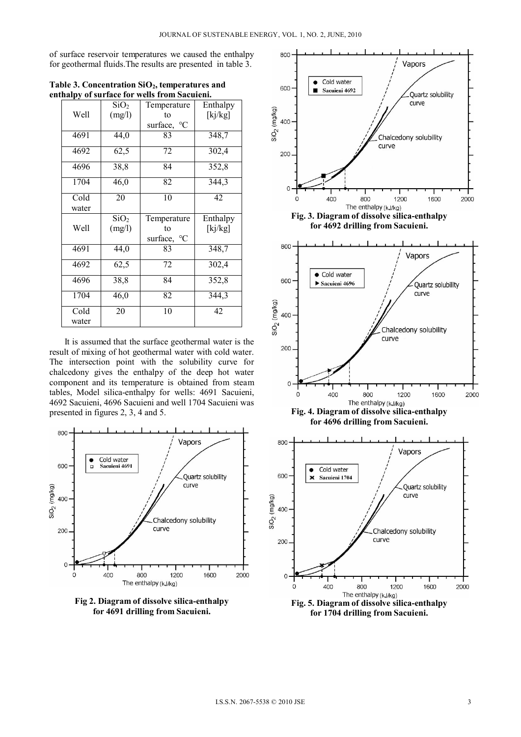of surface reservoir temperatures we caused the enthalpy for geothermal fluids.The results are presented in table 3.

**Table 3. Concentration $SiO_2$, temperatures and enthalpy of surface for wells from Sacuieni.**

| Well | $SiO_2$ (mg/l) | Temperature to surface, °C | Enthalpy [kj/kg] |
|---|---|---|---|
| 4691 | 44,0 | 83 | 348,7 |
| 4692 | 62,5 | 72 | 302,4 |
| 4696 | 38,8 | 84 | 352,8 |
| 1704 | 46,0 | 82 | 344,3 |
| Cold water | 20 | 10 | 42 |
| Well | $SiO_2$ (mg/l) | Temperature to surface, °C | Enthalpy [kj/kg] |
| 4691 | 44,0 | 83 | 348,7 |
| 4692 | 62,5 | 72 | 302,4 |
| 4696 | 38,8 | 84 | 352,8 |
| 1704 | 46,0 | 82 | 344,3 |
| Cold water | 20 | 10 | 42 |

It is assumed that the surface geothermal water is the result of mixing of hot geothermal water with cold water. The intersection point with the solubility curve for chalcedony gives the enthalpy of the deep hot water component and its temperature is obtained from steam tables, Model silica-enthalpy for wells: 4691 Sacuieni, 4692 Sacuieni, 4696 Sacuieni and well 1704 Sacuieni was presented in figures 2, 3, 4 and 5.

**Fig 2. Diagram of dissolve silica-enthalpy for 4691 drilling from Sacuieni.**

**Fig. 3. Diagram of dissolve silica-enthalpy for 4692 drilling from Sacuieni.**

**Fig. 4. Diagram of dissolve silica-enthalpy for 4696 drilling from Sacuieni.**

**Fig. 5. Diagram of dissolve silica-enthalpy for 1704 drilling from Sacuieni.**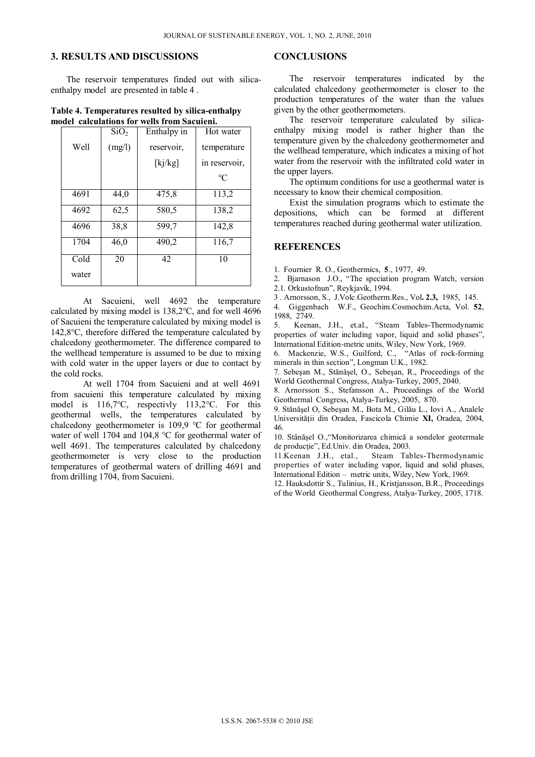## 3. RESULTS AND DISCUSSIONS

The reservoir temperatures finded out with silica-enthalpy model are presented in table 4 .

**Table 4. Temperatures resulted by silica-enthalpy model calculations for wells from Sacuieni.**

| Well | $SiO_2$ (mg/l) | Enthalpy in reservoir, [kj/kg] | Hot water temperature in reservoir, °C |
|---|---|---|---|
| 4691 | 44,0 | 475,8 | 113,2 |
| 4692 | 62,5 | 580,5 | 138,2 |
| 4696 | 38,8 | 599,7 | 142,8 |
| 1704 | 46,0 | 490,2 | 116,7 |
| Cold water | 20 | 42 | 10 |

At Sacuieni, well 4692 the temperature calculated by mixing model is 138,2°C, and for well 4696 of Sacuieni the temperature calculated by mixing model is 142,8°C, therefore differed the temperature calculated by chalcedony geothermometer. The difference compared to the wellhead temperature is assumed to be due to mixing with cold water in the upper layers or due to contact by the cold rocks.

At well 1704 from Sacuieni and at well 4691 from sacuieni this temperature calculated by mixing model is 116,7°C, respectivly 113,2°C. For this geothermal wells, the temperatures calculated by chalcedony geothermometer is 109,9 °C for geothermal water of well 1704 and 104,8 °C for geothermal water of well 4691. The temperatures calculated by chalcedony geothermometer is very close to the production temperatures of geothermal waters of drilling 4691 and from drilling 1704, from Sacuieni.

## CONCLUSIONS

The reservoir temperatures indicated by the calculated chalcedony geothermometer is closer to the production temperatures of the water than the values given by the other geothermometers.

The reservoir temperature calculated by silica-enthalpy mixing model is rather higher than the temperature given by the chalcedony geothermometer and the wellhead temperature, which indicates a mixing of hot water from the reservoir with the infiltrated cold water in the upper layers.

The optimum conditions for use a geothermal water is necessary to know their chemical composition.

Exist the simulation programs which to estimate the depositions, which can be formed at different temperatures reached during geothermal water utilization.

## REFERENCES

1. Fournier R. O., Geothermics, **5**., 1977, 49.
2. Bjarnason J.O., "The speciation program Watch, version 2.1. Orkustofnun", Reykjavik, 1994.
3. Arnorsson, S., J.Volc.Geotherm.Res., Vol**. 2.3,** 1985, 145.
4. Giggenbach W.F., Geochim.Cosmochim.Acta, Vol. **52**, 1988, 2749.
5. Keenan, J.H., et.al., "Steam Tables-Thermodynamic properties of water including vapor, liquid and solid phases", International Edition-metric units, Wiley, New York, 1969.
6. Mackenzie, W.S., Guilford, C., "Atlas of rock-forming minerals in thin section", Longman U.K., 1982.
7. Sebeşan M., Stănăşel, O., Sebeşan, R., Proceedings of the World Geothermal Congress, Atalya-Turkey, 2005, 2040.
8. Arnorsson S., Stefansson A., Proceedings of the World Geothermal Congress, Atalya-Turkey, 2005, 870.
9. Stănăşel O, Sebeşan M., Bota M., Gilău L., Iovi A., Analele Universităţii din Oradea, Fascicola Chimie **XI,** Oradea, 2004, 46.
10. Stănăşel O.,"Monitorizarea chimică a sondelor geotermale de producţie", Ed.Univ. din Oradea, 2003.
11. Keenan J.H., etal., Steam Tables-Thermodynamic properties of water including vapor, liquid and solid phases, International Edition – metric units, Wiley, New York, 1969.
12. Hauksdottir S., Tulinius, H., Kristjansson, B.R., Proceedings of the World Geothermal Congress, Atalya-Turkey, 2005, 1718.